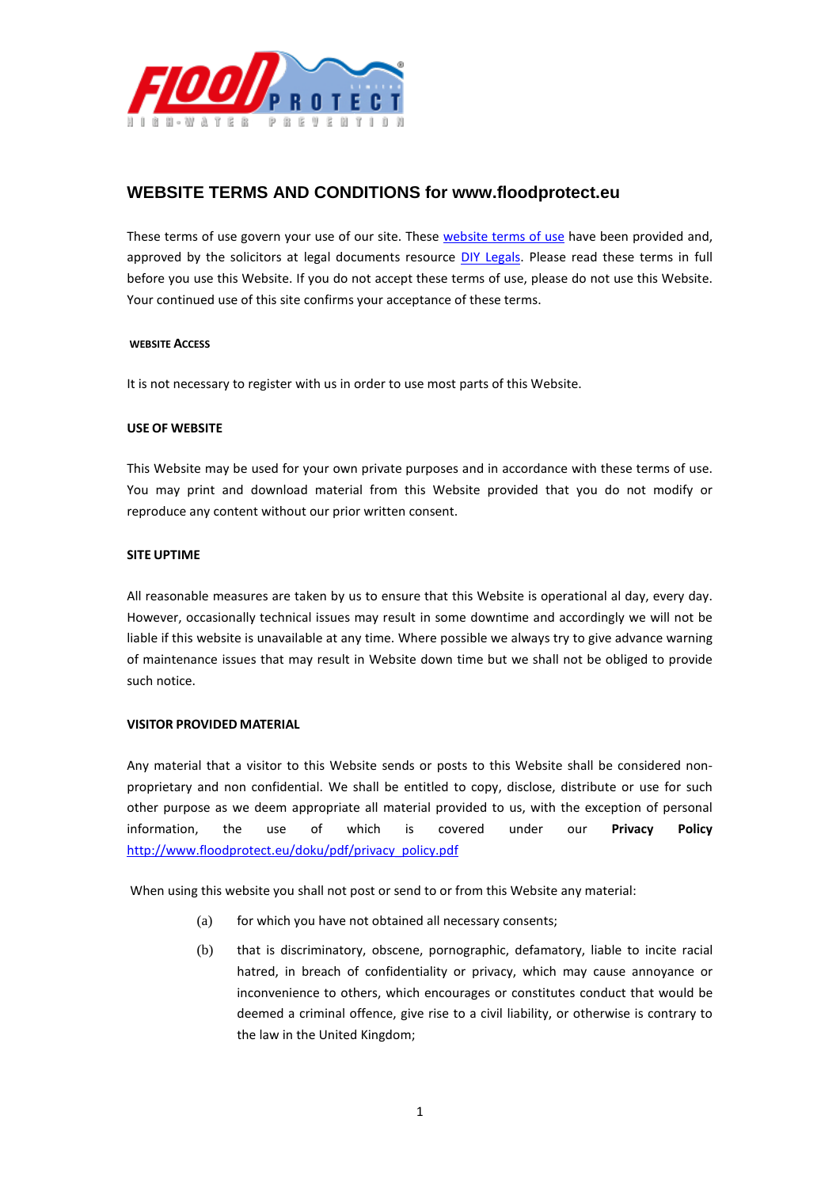## WEBSITE TERMS AND CONDITIONS for www.floodprotect.eu

These terms of use govern your use of our site. These [website terms of use] have been provided and, approved by the solicitors at legal documents resource [DIY Legals]. Please read these terms in full before you use this Website. If you do not accept these terms of use, please do not use this Website. Your continued use of this site confirms your acceptance of these terms.

### WEBSITE ACCESS

It is not necessary to register with us in order to use most parts of this Website.

### USE OF WEBSITE

This Website may be used for your own private purposes and in accordance with these terms of use. You may print and download material from this Website provided that you do not modify or reproduce any content without our prior written consent.

### SITE UPTIME

All reasonable measures are taken by us to ensure that this Website is operational al day, every day. However, occasionally technical issues may result in some downtime and accordingly we will not be liable if this website is unavailable at any time. Where possible we always try to give advance warning of maintenance issues that may result in Website down time but we shall not be obliged to provide such notice.

### VISITOR PROVIDED MATERIAL

Any material that a visitor to this Website sends or posts to this Website shall be considered non-proprietary and non confidential. We shall be entitled to copy, disclose, distribute or use for such other purpose as we deem appropriate all material provided to us, with the exception of personal information, the use of which is covered under our **Privacy Policy** http://www.floodprotect.eu/doku/pdf/privacy_policy.pdf

When using this website you shall not post or send to or from this Website any material:

(a) for which you have not obtained all necessary consents;

(b) that is discriminatory, obscene, pornographic, defamatory, liable to incite racial hatred, in breach of confidentiality or privacy, which may cause annoyance or inconvenience to others, which encourages or constitutes conduct that would be deemed a criminal offence, give rise to a civil liability, or otherwise is contrary to the law in the United Kingdom;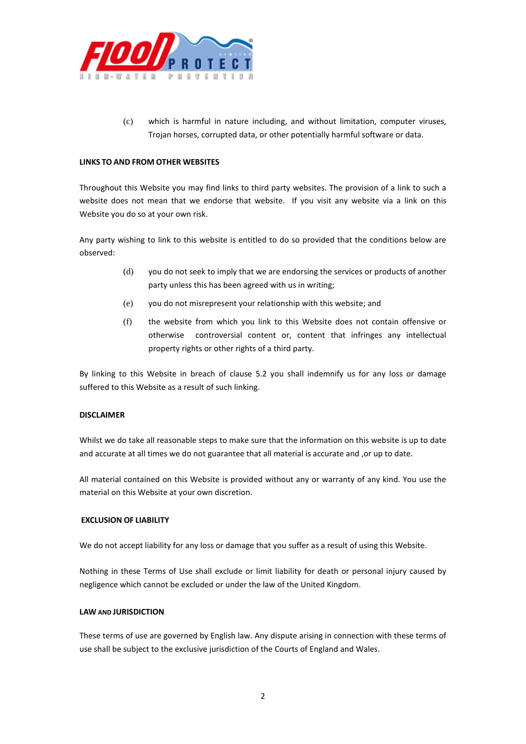(c) which is harmful in nature including, and without limitation, computer viruses, Trojan horses, corrupted data, or other potentially harmful software or data.

**LINKS TO AND FROM OTHER WEBSITES**

Throughout this Website you may find links to third party websites. The provision of a link to such a website does not mean that we endorse that website. If you visit any website via a link on this Website you do so at your own risk.

Any party wishing to link to this website is entitled to do so provided that the conditions below are observed:

(d) you do not seek to imply that we are endorsing the services or products of another party unless this has been agreed with us in writing;

(e) you do not misrepresent your relationship with this website; and

(f) the website from which you link to this Website does not contain offensive or otherwise controversial content or, content that infringes any intellectual property rights or other rights of a third party.

By linking to this Website in breach of clause 5.2 you shall indemnify us for any loss or damage suffered to this Website as a result of such linking.

**DISCLAIMER**

Whilst we do take all reasonable steps to make sure that the information on this website is up to date and accurate at all times we do not guarantee that all material is accurate and ,or up to date.

All material contained on this Website is provided without any or warranty of any kind. You use the material on this Website at your own discretion.

**EXCLUSION OF LIABILITY**

We do not accept liability for any loss or damage that you suffer as a result of using this Website.

Nothing in these Terms of Use shall exclude or limit liability for death or personal injury caused by negligence which cannot be excluded or under the law of the United Kingdom.

**LAW AND JURISDICTION**

These terms of use are governed by English law. Any dispute arising in connection with these terms of use shall be subject to the exclusive jurisdiction of the Courts of England and Wales.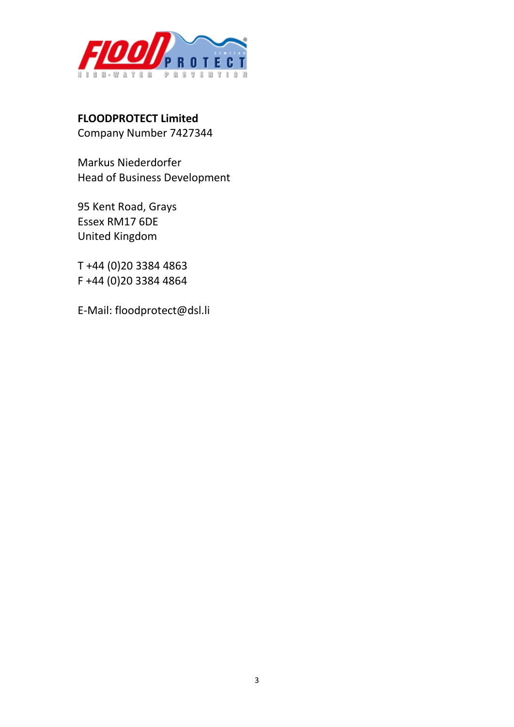**FLOODPROTECT Limited**
Company Number 7427344

Markus Niederdorfer
Head of Business Development

95 Kent Road, Grays
Essex RM17 6DE
United Kingdom

T +44 (0)20 3384 4863
F +44 (0)20 3384 4864

E-Mail: floodprotect@dsl.li